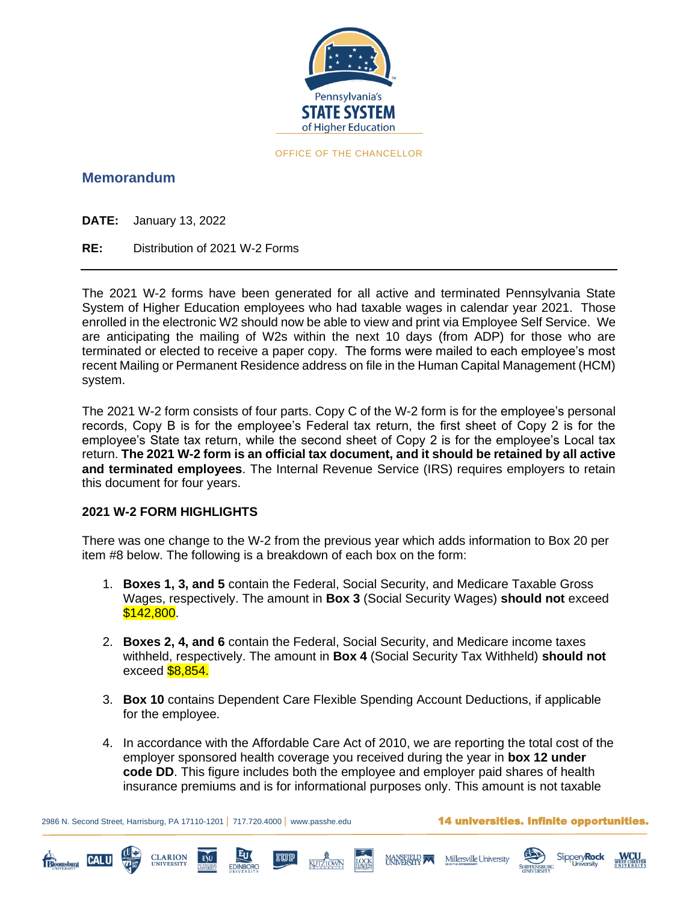Pennsylvania's **STATE SYSTEM** of Higher Education

OFFICE OF THE CHANCELLOR

## Memorandum

**DATE:** January 13, 2022

**RE:** Distribution of 2021 W-2 Forms

---

The 2021 W-2 forms have been generated for all active and terminated Pennsylvania State System of Higher Education employees who had taxable wages in calendar year 2021. Those enrolled in the electronic W2 should now be able to view and print via Employee Self Service. We are anticipating the mailing of W2s within the next 10 days (from ADP) for those who are terminated or elected to receive a paper copy. The forms were mailed to each employee's most recent Mailing or Permanent Residence address on file in the Human Capital Management (HCM) system.

The 2021 W-2 form consists of four parts. Copy C of the W-2 form is for the employee's personal records, Copy B is for the employee's Federal tax return, the first sheet of Copy 2 is for the employee's State tax return, while the second sheet of Copy 2 is for the employee's Local tax return. **The 2021 W-2 form is an official tax document, and it should be retained by all active and terminated employees**. The Internal Revenue Service (IRS) requires employers to retain this document for four years.

### 2021 W-2 FORM HIGHLIGHTS

There was one change to the W-2 from the previous year which adds information to Box 20 per item #8 below. The following is a breakdown of each box on the form:

1. **Boxes 1, 3, and 5** contain the Federal, Social Security, and Medicare Taxable Gross Wages, respectively. The amount in **Box 3** (Social Security Wages) **should not** exceed $142,800.

2. **Boxes 2, 4, and 6** contain the Federal, Social Security, and Medicare income taxes withheld, respectively. The amount in **Box 4** (Social Security Tax Withheld) **should not** exceed $8,854.

3. **Box 10** contains Dependent Care Flexible Spending Account Deductions, if applicable for the employee.

4. In accordance with the Affordable Care Act of 2010, we are reporting the total cost of the employer sponsored health coverage you received during the year in **box 12 under code DD**. This figure includes both the employee and employer paid shares of health insurance premiums and is for informational purposes only. This amount is not taxable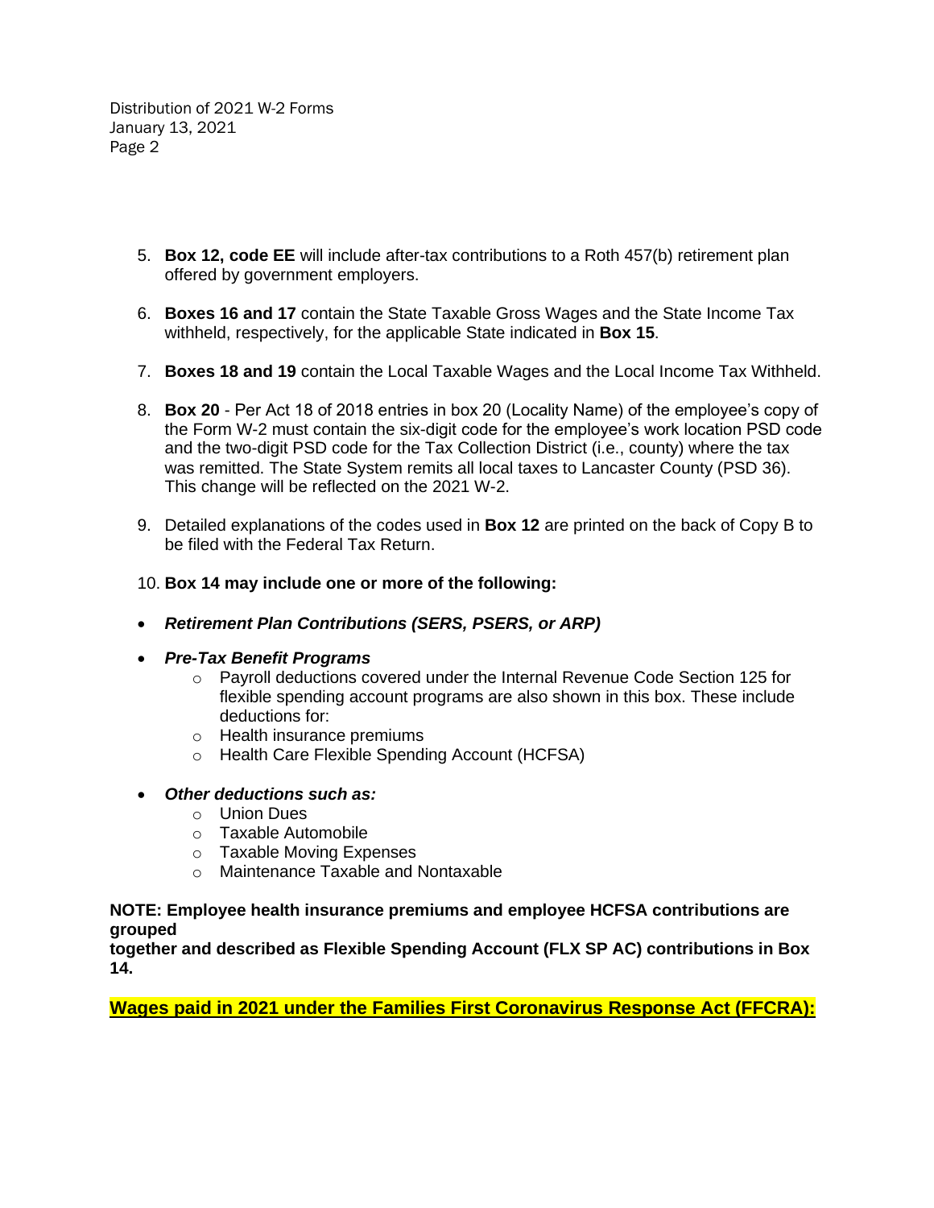5. **Box 12, code EE** will include after-tax contributions to a Roth 457(b) retirement plan offered by government employers.

6. **Boxes 16 and 17** contain the State Taxable Gross Wages and the State Income Tax withheld, respectively, for the applicable State indicated in **Box 15**.

7. **Boxes 18 and 19** contain the Local Taxable Wages and the Local Income Tax Withheld.

8. **Box 20** - Per Act 18 of 2018 entries in box 20 (Locality Name) of the employee's copy of the Form W-2 must contain the six-digit code for the employee's work location PSD code and the two-digit PSD code for the Tax Collection District (i.e., county) where the tax was remitted. The State System remits all local taxes to Lancaster County (PSD 36). This change will be reflected on the 2021 W-2.

9. Detailed explanations of the codes used in **Box 12** are printed on the back of Copy B to be filed with the Federal Tax Return.

10. **Box 14 may include one or more of the following:**

- ***Retirement Plan Contributions (SERS, PSERS, or ARP)***
- ***Pre-Tax Benefit Programs***
  - Payroll deductions covered under the Internal Revenue Code Section 125 for flexible spending account programs are also shown in this box. These include deductions for:
  - Health insurance premiums
  - Health Care Flexible Spending Account (HCFSA)
- ***Other deductions such as:***
  - Union Dues
  - Taxable Automobile
  - Taxable Moving Expenses
  - Maintenance Taxable and Nontaxable

**NOTE: Employee health insurance premiums and employee HCFSA contributions are grouped together and described as Flexible Spending Account (FLX SP AC) contributions in Box 14.**

**Wages paid in 2021 under the Families First Coronavirus Response Act (FFCRA):**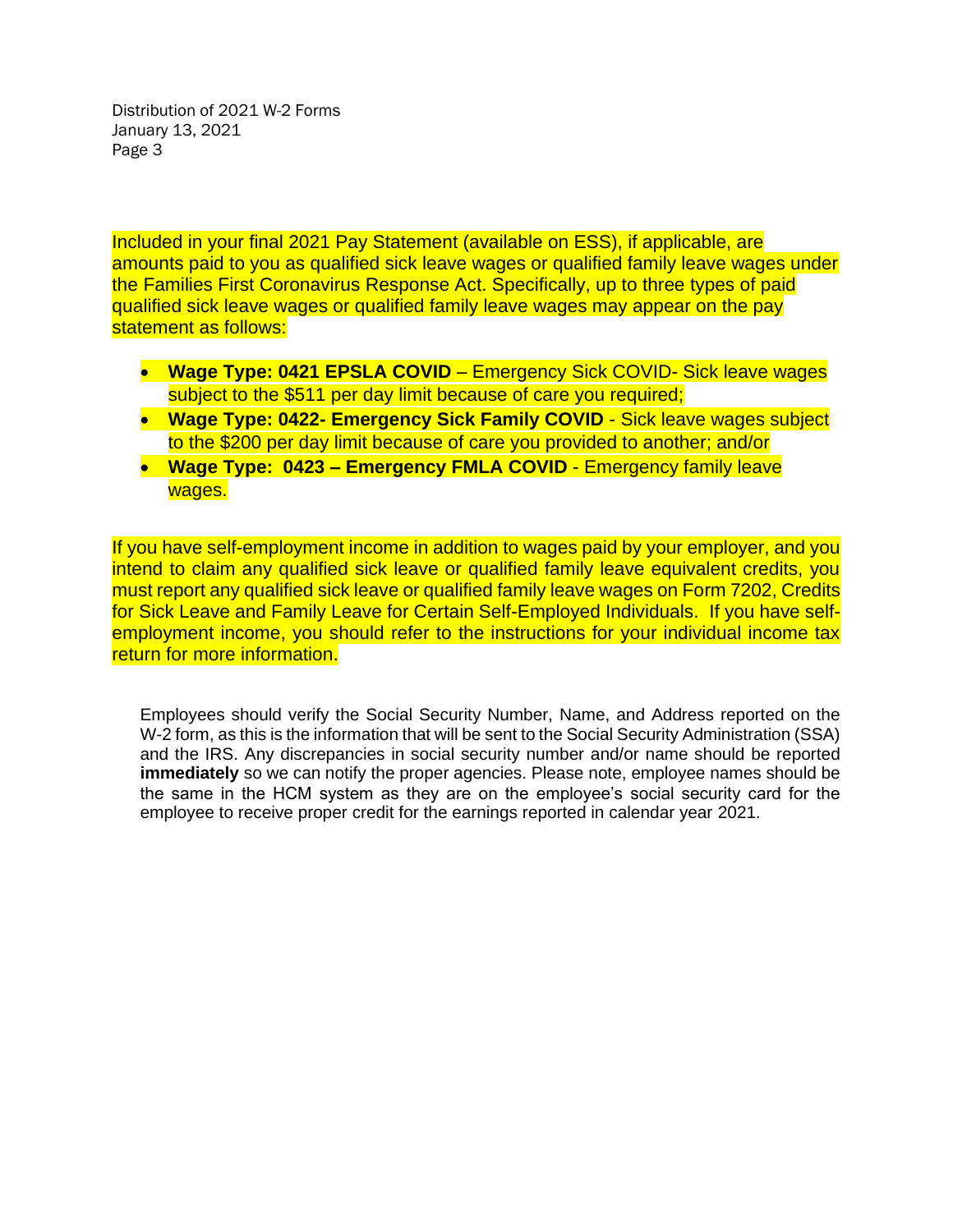Included in your final 2021 Pay Statement (available on ESS), if applicable, are amounts paid to you as qualified sick leave wages or qualified family leave wages under the Families First Coronavirus Response Act. Specifically, up to three types of paid qualified sick leave wages or qualified family leave wages may appear on the pay statement as follows:

- **Wage Type: 0421 EPSLA COVID** – Emergency Sick COVID- Sick leave wages subject to the $511 per day limit because of care you required;
- **Wage Type: 0422- Emergency Sick Family COVID** - Sick leave wages subject to the $200 per day limit because of care you provided to another; and/or
- **Wage Type: 0423 – Emergency FMLA COVID** - Emergency family leave wages.

If you have self-employment income in addition to wages paid by your employer, and you intend to claim any qualified sick leave or qualified family leave equivalent credits, you must report any qualified sick leave or qualified family leave wages on Form 7202, Credits for Sick Leave and Family Leave for Certain Self-Employed Individuals. If you have self-employment income, you should refer to the instructions for your individual income tax return for more information.

Employees should verify the Social Security Number, Name, and Address reported on the W-2 form, as this is the information that will be sent to the Social Security Administration (SSA) and the IRS. Any discrepancies in social security number and/or name should be reported **immediately** so we can notify the proper agencies. Please note, employee names should be the same in the HCM system as they are on the employee's social security card for the employee to receive proper credit for the earnings reported in calendar year 2021.